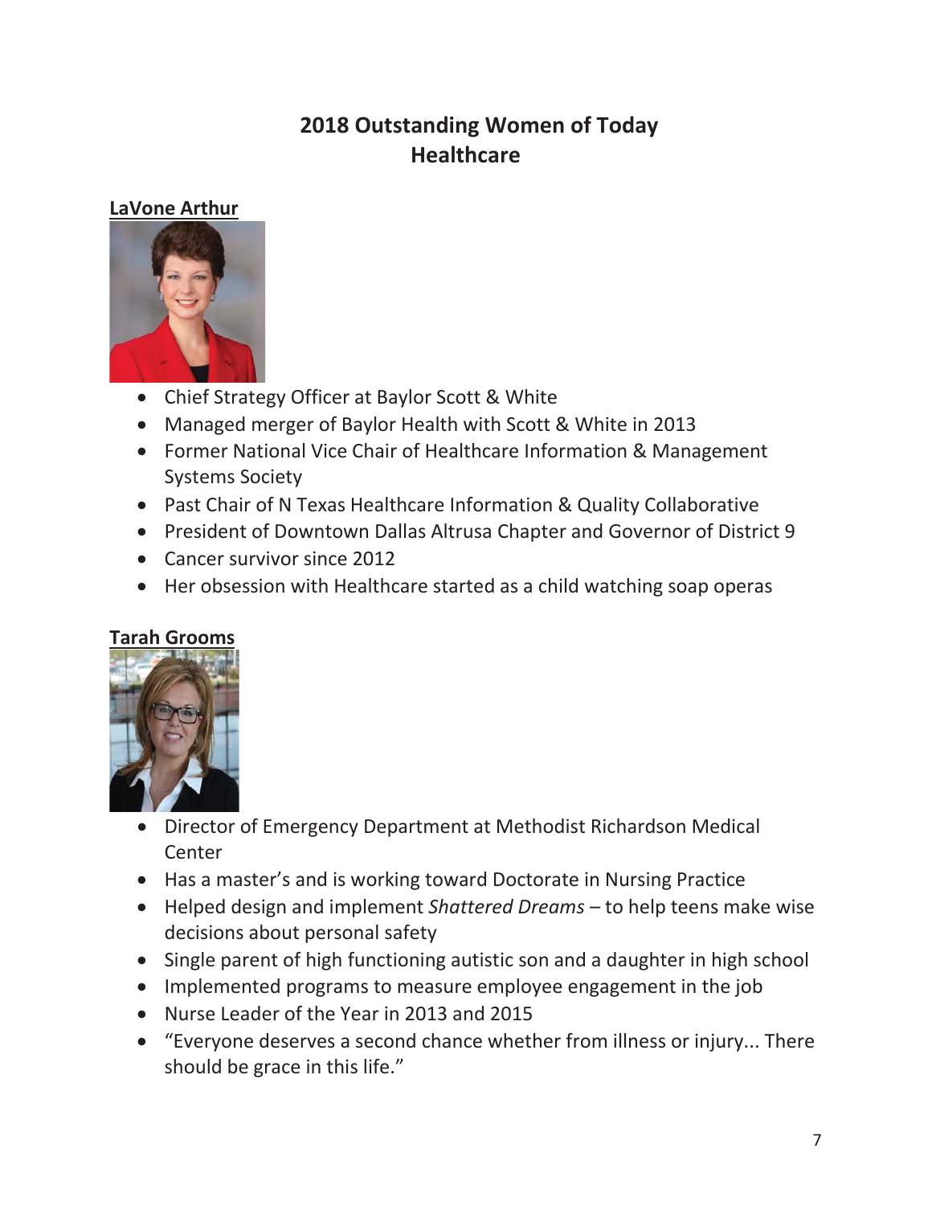# 2018 Outstanding Women of Today
## Healthcare

### LaVone Arthur

- Chief Strategy Officer at Baylor Scott & White
- Managed merger of Baylor Health with Scott & White in 2013
- Former National Vice Chair of Healthcare Information & Management Systems Society
- Past Chair of N Texas Healthcare Information & Quality Collaborative
- President of Downtown Dallas Altrusa Chapter and Governor of District 9
- Cancer survivor since 2012
- Her obsession with Healthcare started as a child watching soap operas

### Tarah Grooms

- Director of Emergency Department at Methodist Richardson Medical Center
- Has a master's and is working toward Doctorate in Nursing Practice
- Helped design and implement *Shattered Dreams* – to help teens make wise decisions about personal safety
- Single parent of high functioning autistic son and a daughter in high school
- Implemented programs to measure employee engagement in the job
- Nurse Leader of the Year in 2013 and 2015
- "Everyone deserves a second chance whether from illness or injury... There should be grace in this life."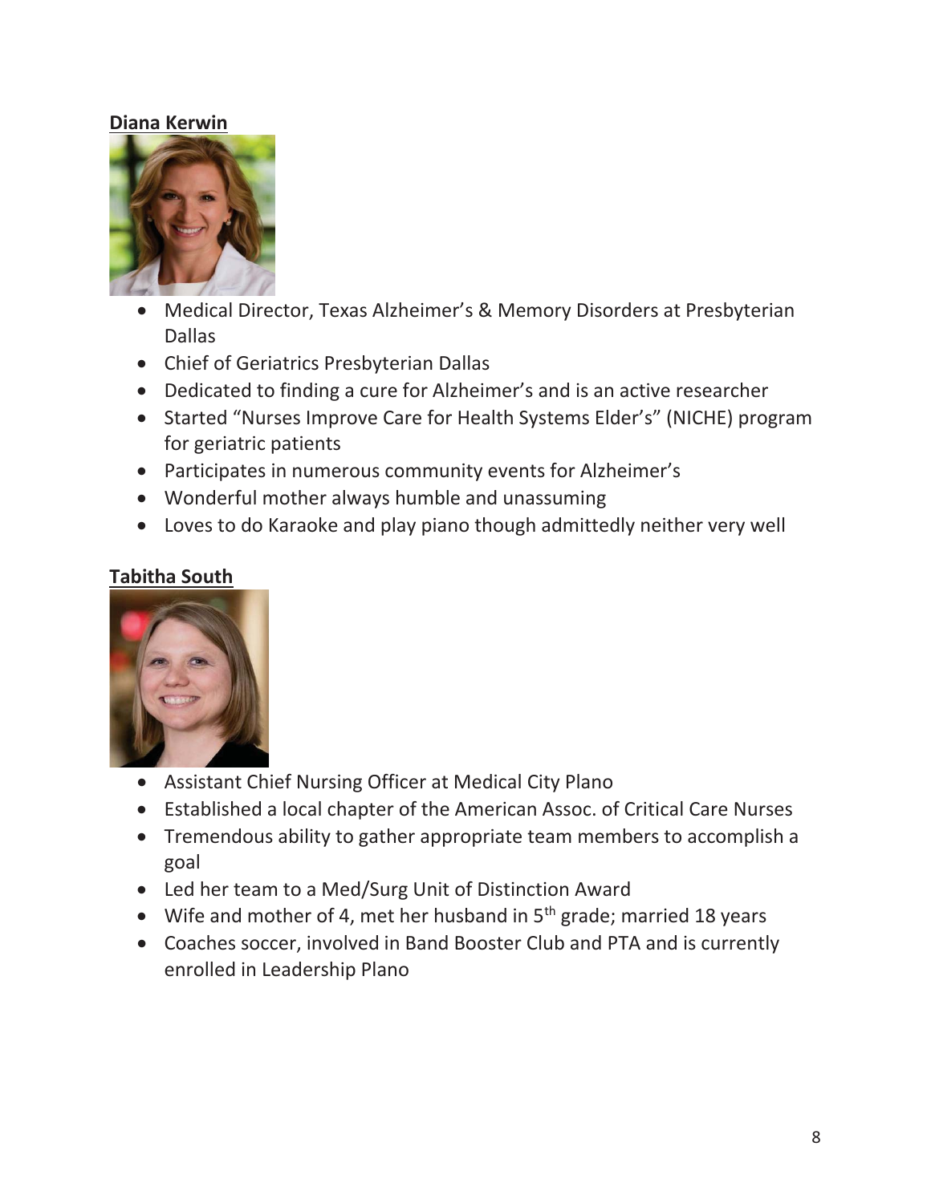**Diana Kerwin**

- Medical Director, Texas Alzheimer's & Memory Disorders at Presbyterian Dallas
- Chief of Geriatrics Presbyterian Dallas
- Dedicated to finding a cure for Alzheimer's and is an active researcher
- Started "Nurses Improve Care for Health Systems Elder's" (NICHE) program for geriatric patients
- Participates in numerous community events for Alzheimer's
- Wonderful mother always humble and unassuming
- Loves to do Karaoke and play piano though admittedly neither very well

**Tabitha South**

- Assistant Chief Nursing Officer at Medical City Plano
- Established a local chapter of the American Assoc. of Critical Care Nurses
- Tremendous ability to gather appropriate team members to accomplish a goal
- Led her team to a Med/Surg Unit of Distinction Award
- Wife and mother of 4, met her husband in 5th grade; married 18 years
- Coaches soccer, involved in Band Booster Club and PTA and is currently enrolled in Leadership Plano